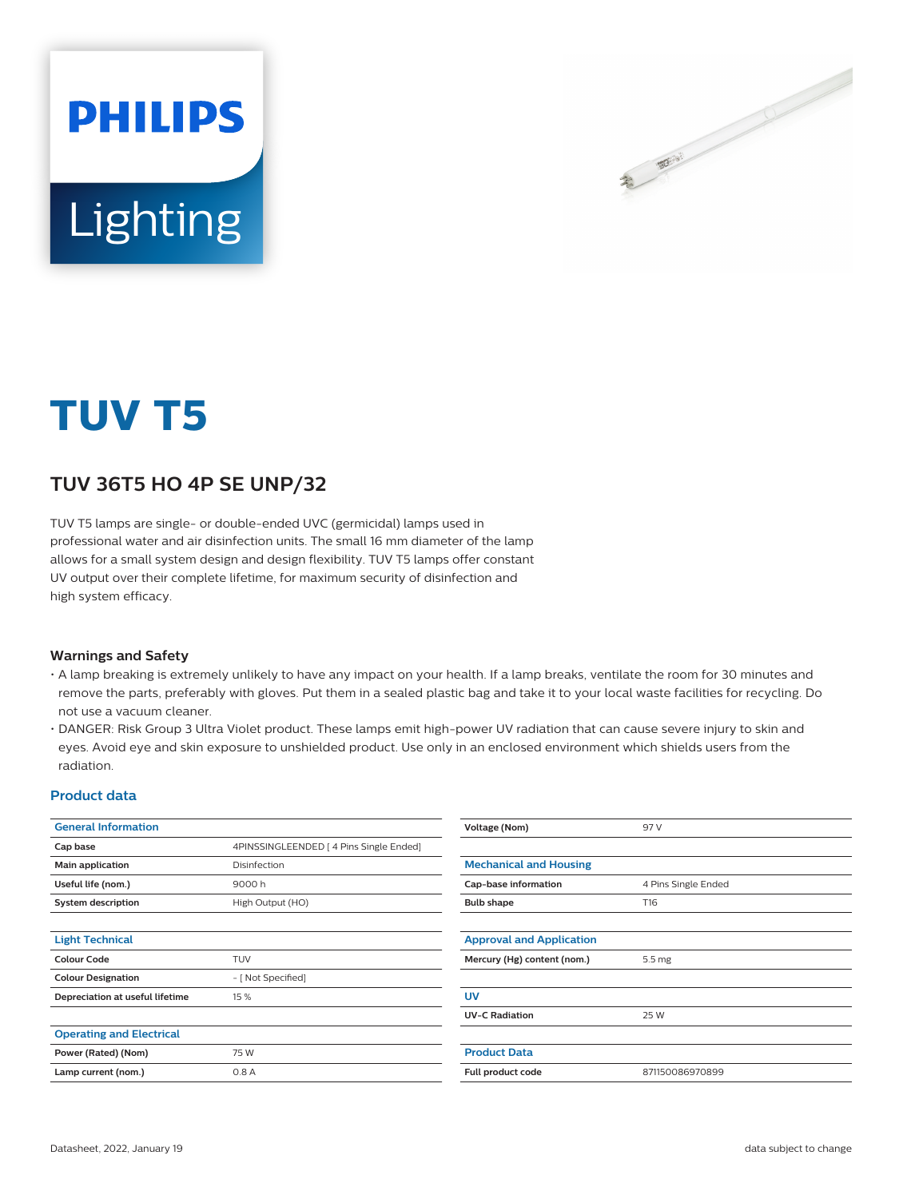PHILIPS

Lighting

# TUV T5

## TUV 36T5 HO 4P SE UNP/32

TUV T5 lamps are single- or double-ended UVC (germicidal) lamps used in professional water and air disinfection units. The small 16 mm diameter of the lamp allows for a small system design and design flexibility. TUV T5 lamps offer constant UV output over their complete lifetime, for maximum security of disinfection and high system efficacy.

### Warnings and Safety

- A lamp breaking is extremely unlikely to have any impact on your health. If a lamp breaks, ventilate the room for 30 minutes and remove the parts, preferably with gloves. Put them in a sealed plastic bag and take it to your local waste facilities for recycling. Do not use a vacuum cleaner.
- DANGER: Risk Group 3 Ultra Violet product. These lamps emit high-power UV radiation that can cause severe injury to skin and eyes. Avoid eye and skin exposure to unshielded product. Use only in an enclosed environment which shields users from the radiation.

### Product data

| General Information | |
|---|---|
| Cap base | 4PINSSINGLEENDED [ 4 Pins Single Ended] |
| Main application | Disinfection |
| Useful life (nom.) | 9000 h |
| System description | High Output (HO) |

| Light Technical | |
|---|---|
| Colour Code | TUV |
| Colour Designation | - [ Not Specified] |
| Depreciation at useful lifetime | 15 % |

| Operating and Electrical | |
|---|---|
| Power (Rated) (Nom) | 75 W |
| Lamp current (nom.) | 0.8 A |
| Voltage (Nom) | 97 V |

| Mechanical and Housing | |
|---|---|
| Cap-base information | 4 Pins Single Ended |
| Bulb shape | T16 |

| Approval and Application | |
|---|---|
| Mercury (Hg) content (nom.) | 5.5 mg |

| UV | |
|---|---|
| UV-C Radiation | 25 W |

| Product Data | |
|---|---|
| Full product code | 871150086970899 |

Datasheet, 2022, January 19

data subject to change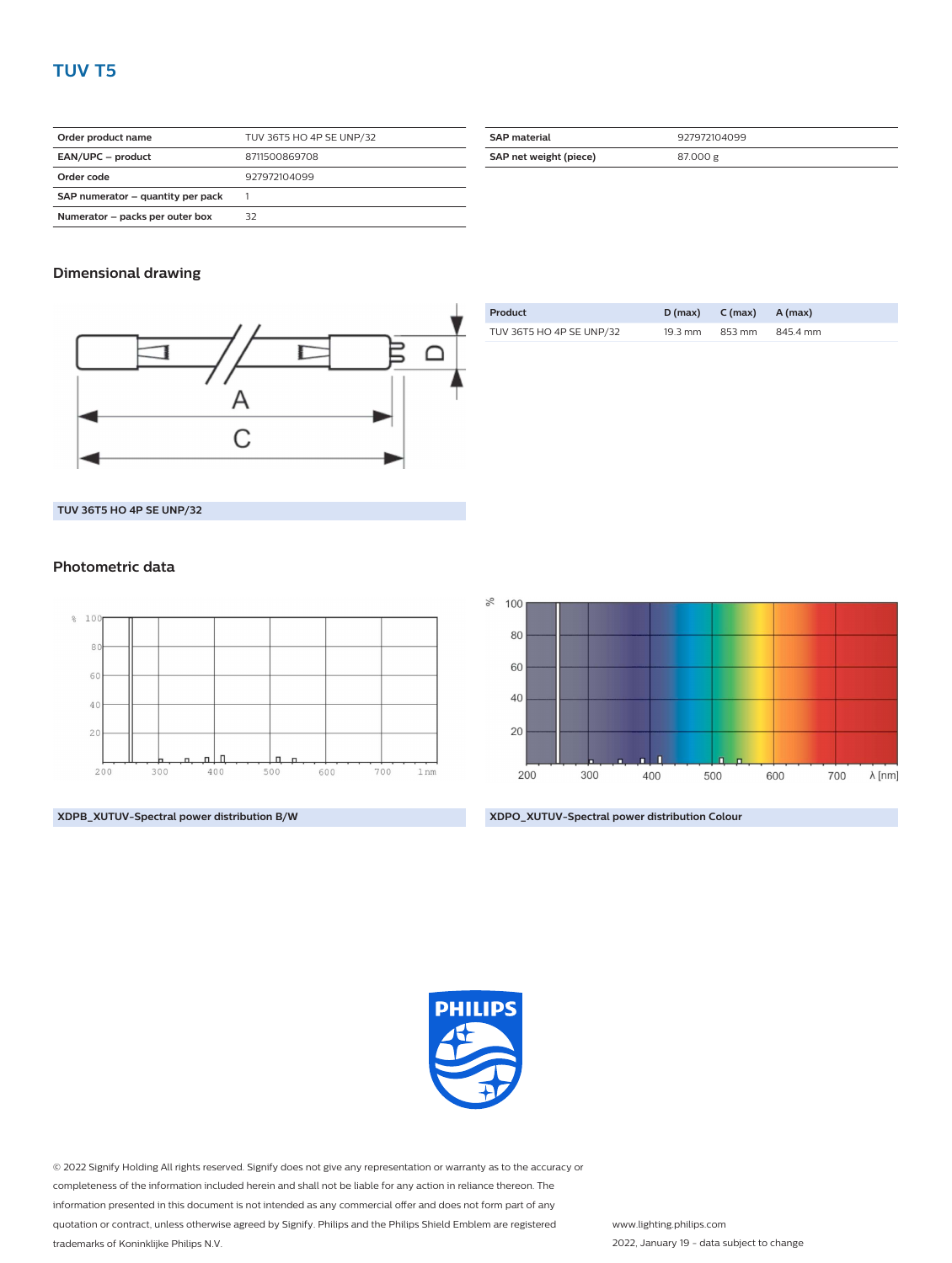## TUV T5

| | |
|---|---|
| **Order product name** | TUV 36T5 HO 4P SE UNP/32 |
| **EAN/UPC – product** | 8711500869708 |
| **Order code** | 927972104099 |
| **SAP numerator – quantity per pack** | 1 |
| **Numerator – packs per outer box** | 32 |

| | |
|---|---|
| **SAP material** | 927972104099 |
| **SAP net weight (piece)** | 87.000 g |

### Dimensional drawing

D

A

C

**TUV 36T5 HO 4P SE UNP/32**

| Product | D (max) | C (max) | A (max) |
|---|---|---|---|
| TUV 36T5 HO 4P SE UNP/32 | 19.3 mm | 853 mm | 845.4 mm |

### Photometric data

%
100
80
60
40
20
200 300 400 500 600 700 λ nm

**XDPB_XUTUV-Spectral power distribution B/W**

%
100
80
60
40
20
200 300 400 500 600 700 λ [nm]

**XDPO_XUTUV-Spectral power distribution Colour**

© 2022 Signify Holding All rights reserved. Signify does not give any representation or warranty as to the accuracy or completeness of the information included herein and shall not be liable for any action in reliance thereon. The information presented in this document is not intended as any commercial offer and does not form part of any quotation or contract, unless otherwise agreed by Signify. Philips and the Philips Shield Emblem are registered trademarks of Koninklijke Philips N.V.

www.lighting.philips.com

2022, January 19 - data subject to change